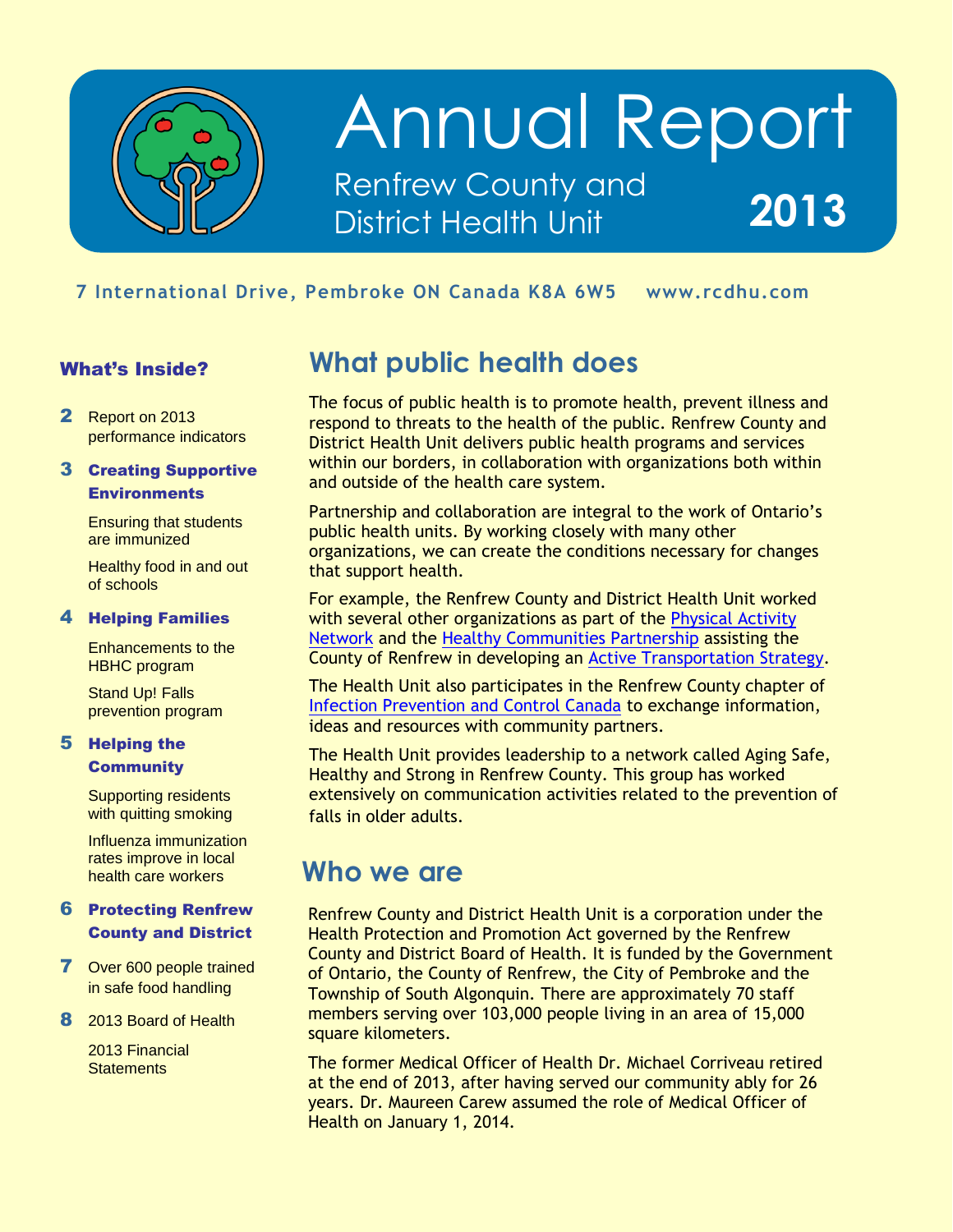# Annual Report

## Renfrew County and District Health Unit 2013

7 International Drive, Pembroke ON Canada K8A 6W5 www.rcdhu.com

### What's Inside?

**2** Report on 2013 performance indicators

**3** **Creating Supportive Environments**

- Ensuring that students are immunized
- Healthy food in and out of schools

**4** **Helping Families**

- Enhancements to the HBHC program
- Stand Up! Falls prevention program

**5** **Helping the Community**

- Supporting residents with quitting smoking
- Influenza immunization rates improve in local health care workers

**6** **Protecting Renfrew County and District**

**7** Over 600 people trained in safe food handling

**8** 2013 Board of Health

- 2013 Financial Statements

## What public health does

The focus of public health is to promote health, prevent illness and respond to threats to the health of the public. Renfrew County and District Health Unit delivers public health programs and services within our borders, in collaboration with organizations both within and outside of the health care system.

Partnership and collaboration are integral to the work of Ontario's public health units. By working closely with many other organizations, we can create the conditions necessary for changes that support health.

For example, the Renfrew County and District Health Unit worked with several other organizations as part of the Physical Activity Network and the Healthy Communities Partnership assisting the County of Renfrew in developing an Active Transportation Strategy.

The Health Unit also participates in the Renfrew County chapter of Infection Prevention and Control Canada to exchange information, ideas and resources with community partners.

The Health Unit provides leadership to a network called Aging Safe, Healthy and Strong in Renfrew County. This group has worked extensively on communication activities related to the prevention of falls in older adults.

## Who we are

Renfrew County and District Health Unit is a corporation under the Health Protection and Promotion Act governed by the Renfrew County and District Board of Health. It is funded by the Government of Ontario, the County of Renfrew, the City of Pembroke and the Township of South Algonquin. There are approximately 70 staff members serving over 103,000 people living in an area of 15,000 square kilometers.

The former Medical Officer of Health Dr. Michael Corriveau retired at the end of 2013, after having served our community ably for 26 years. Dr. Maureen Carew assumed the role of Medical Officer of Health on January 1, 2014.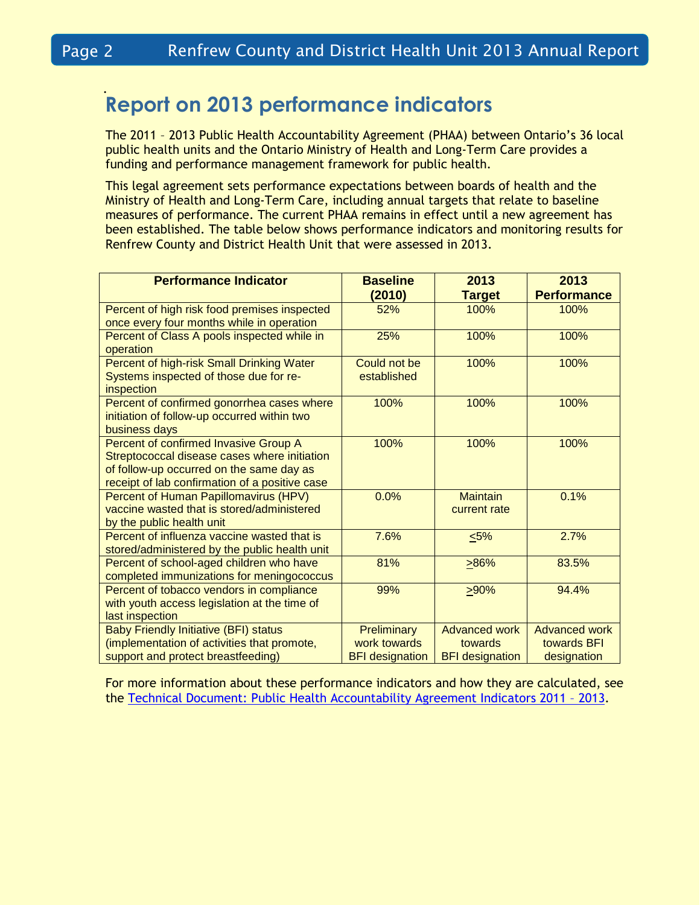# Report on 2013 performance indicators

The 2011 – 2013 Public Health Accountability Agreement (PHAA) between Ontario's 36 local public health units and the Ontario Ministry of Health and Long-Term Care provides a funding and performance management framework for public health.

This legal agreement sets performance expectations between boards of health and the Ministry of Health and Long-Term Care, including annual targets that relate to baseline measures of performance. The current PHAA remains in effect until a new agreement has been established. The table below shows performance indicators and monitoring results for Renfrew County and District Health Unit that were assessed in 2013.

| Performance Indicator | Baseline (2010) | 2013 Target | 2013 Performance |
|---|---|---|---|
| Percent of high risk food premises inspected once every four months while in operation | 52% | 100% | 100% |
| Percent of Class A pools inspected while in operation | 25% | 100% | 100% |
| Percent of high-risk Small Drinking Water Systems inspected of those due for re-inspection | Could not be established | 100% | 100% |
| Percent of confirmed gonorrhea cases where initiation of follow-up occurred within two business days | 100% | 100% | 100% |
| Percent of confirmed Invasive Group A Streptococcal disease cases where initiation of follow-up occurred on the same day as receipt of lab confirmation of a positive case | 100% | 100% | 100% |
| Percent of Human Papillomavirus (HPV) vaccine wasted that is stored/administered by the public health unit | 0.0% | Maintain current rate | 0.1% |
| Percent of influenza vaccine wasted that is stored/administered by the public health unit | 7.6% | ≤5% | 2.7% |
| Percent of school-aged children who have completed immunizations for meningococcus | 81% | ≥86% | 83.5% |
| Percent of tobacco vendors in compliance with youth access legislation at the time of last inspection | 99% | ≥90% | 94.4% |
| Baby Friendly Initiative (BFI) status (implementation of activities that promote, support and protect breastfeeding) | Preliminary work towards BFI designation | Advanced work towards BFI designation | Advanced work towards BFI designation |

For more information about these performance indicators and how they are calculated, see the Technical Document: Public Health Accountability Agreement Indicators 2011 – 2013.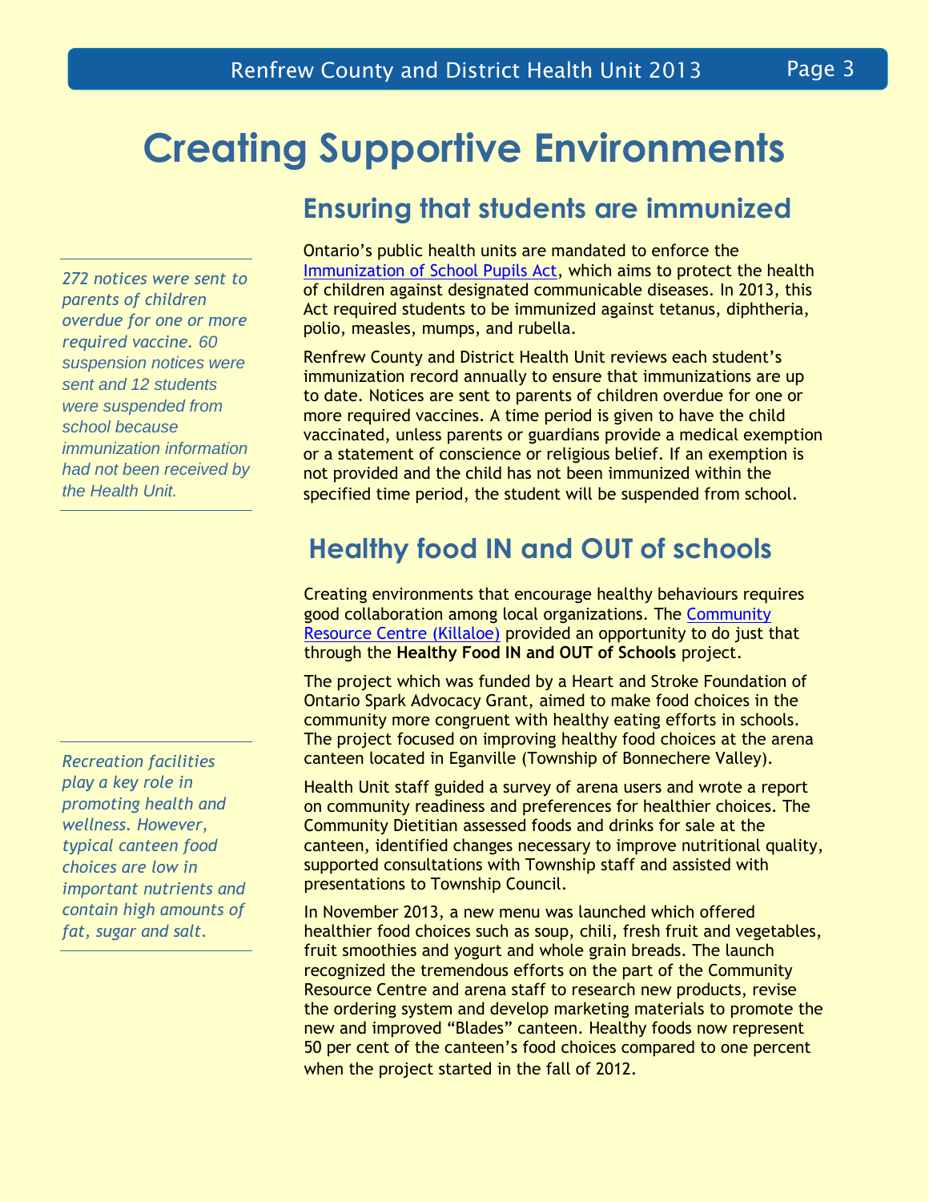# Creating Supportive Environments

## Ensuring that students are immunized

*272 notices were sent to parents of children overdue for one or more required vaccine. 60 suspension notices were sent and 12 students were suspended from school because immunization information had not been received by the Health Unit.*

Ontario's public health units are mandated to enforce the Immunization of School Pupils Act, which aims to protect the health of children against designated communicable diseases. In 2013, this Act required students to be immunized against tetanus, diphtheria, polio, measles, mumps, and rubella.

Renfrew County and District Health Unit reviews each student's immunization record annually to ensure that immunizations are up to date. Notices are sent to parents of children overdue for one or more required vaccines. A time period is given to have the child vaccinated, unless parents or guardians provide a medical exemption or a statement of conscience or religious belief. If an exemption is not provided and the child has not been immunized within the specified time period, the student will be suspended from school.

## Healthy food IN and OUT of schools

Creating environments that encourage healthy behaviours requires good collaboration among local organizations. The Community Resource Centre (Killaloe) provided an opportunity to do just that through the **Healthy Food IN and OUT of Schools** project.

The project which was funded by a Heart and Stroke Foundation of Ontario Spark Advocacy Grant, aimed to make food choices in the community more congruent with healthy eating efforts in schools. The project focused on improving healthy food choices at the arena canteen located in Eganville (Township of Bonnechere Valley).

*Recreation facilities play a key role in promoting health and wellness. However, typical canteen food choices are low in important nutrients and contain high amounts of fat, sugar and salt.*

Health Unit staff guided a survey of arena users and wrote a report on community readiness and preferences for healthier choices. The Community Dietitian assessed foods and drinks for sale at the canteen, identified changes necessary to improve nutritional quality, supported consultations with Township staff and assisted with presentations to Township Council.

In November 2013, a new menu was launched which offered healthier food choices such as soup, chili, fresh fruit and vegetables, fruit smoothies and yogurt and whole grain breads. The launch recognized the tremendous efforts on the part of the Community Resource Centre and arena staff to research new products, revise the ordering system and develop marketing materials to promote the new and improved "Blades" canteen. Healthy foods now represent 50 per cent of the canteen's food choices compared to one percent when the project started in the fall of 2012.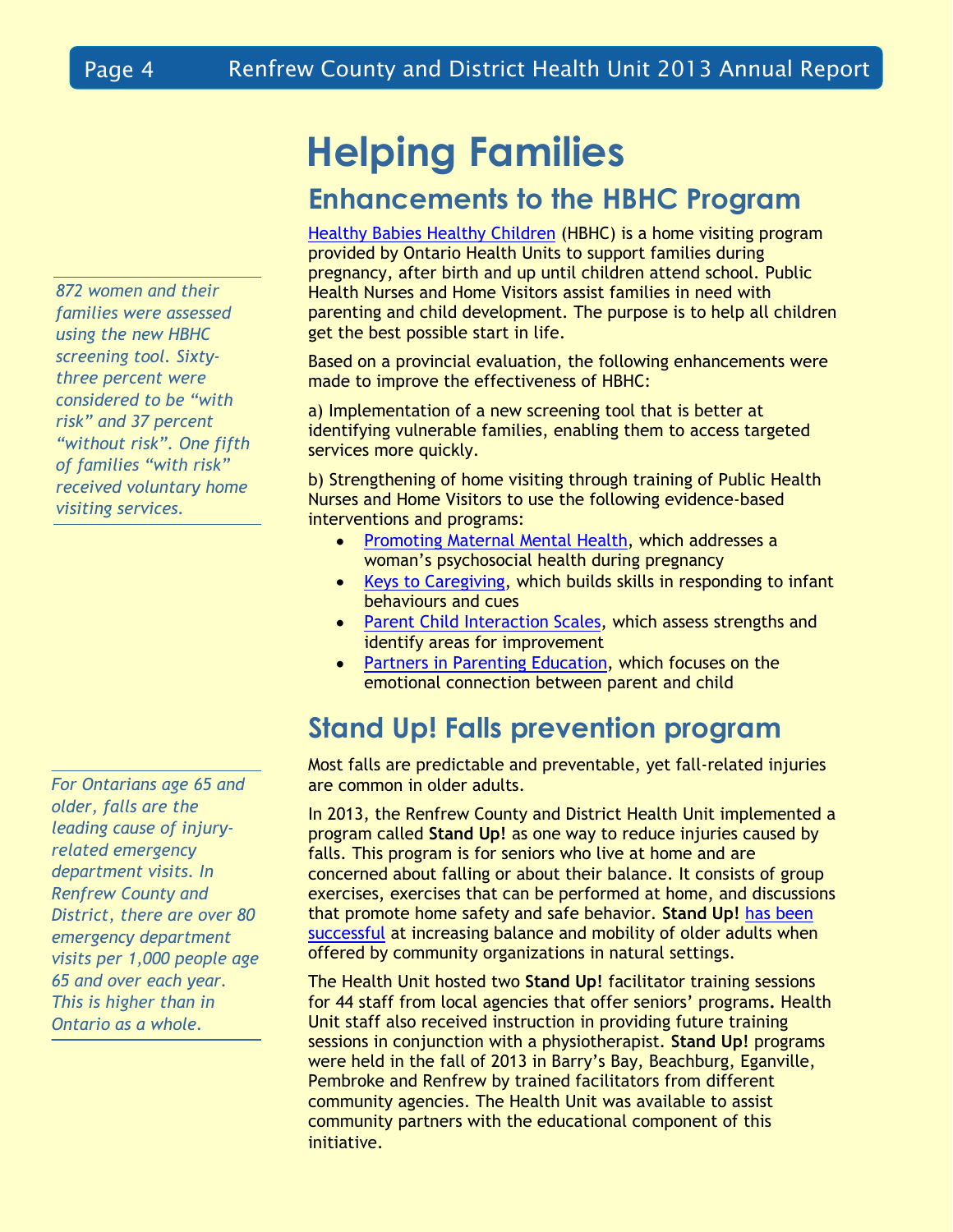# Helping Families

## Enhancements to the HBHC Program

*872 women and their families were assessed using the new HBHC screening tool. Sixty-three percent were considered to be "with risk" and 37 percent "without risk". One fifth of families "with risk" received voluntary home visiting services.*

Healthy Babies Healthy Children (HBHC) is a home visiting program provided by Ontario Health Units to support families during pregnancy, after birth and up until children attend school. Public Health Nurses and Home Visitors assist families in need with parenting and child development. The purpose is to help all children get the best possible start in life.

Based on a provincial evaluation, the following enhancements were made to improve the effectiveness of HBHC:

a) Implementation of a new screening tool that is better at identifying vulnerable families, enabling them to access targeted services more quickly.

b) Strengthening of home visiting through training of Public Health Nurses and Home Visitors to use the following evidence-based interventions and programs:

- Promoting Maternal Mental Health, which addresses a woman's psychosocial health during pregnancy
- Keys to Caregiving, which builds skills in responding to infant behaviours and cues
- Parent Child Interaction Scales, which assess strengths and identify areas for improvement
- Partners in Parenting Education, which focuses on the emotional connection between parent and child

## Stand Up! Falls prevention program

*For Ontarians age 65 and older, falls are the leading cause of injury-related emergency department visits. In Renfrew County and District, there are over 80 emergency department visits per 1,000 people age 65 and over each year. This is higher than in Ontario as a whole.*

Most falls are predictable and preventable, yet fall-related injuries are common in older adults.

In 2013, the Renfrew County and District Health Unit implemented a program called **Stand Up!** as one way to reduce injuries caused by falls. This program is for seniors who live at home and are concerned about falling or about their balance. It consists of group exercises, exercises that can be performed at home, and discussions that promote home safety and safe behavior. **Stand Up!** has been successful at increasing balance and mobility of older adults when offered by community organizations in natural settings.

The Health Unit hosted two **Stand Up!** facilitator training sessions for 44 staff from local agencies that offer seniors' programs**.** Health Unit staff also received instruction in providing future training sessions in conjunction with a physiotherapist. **Stand Up!** programs were held in the fall of 2013 in Barry's Bay, Beachburg, Eganville, Pembroke and Renfrew by trained facilitators from different community agencies. The Health Unit was available to assist community partners with the educational component of this initiative.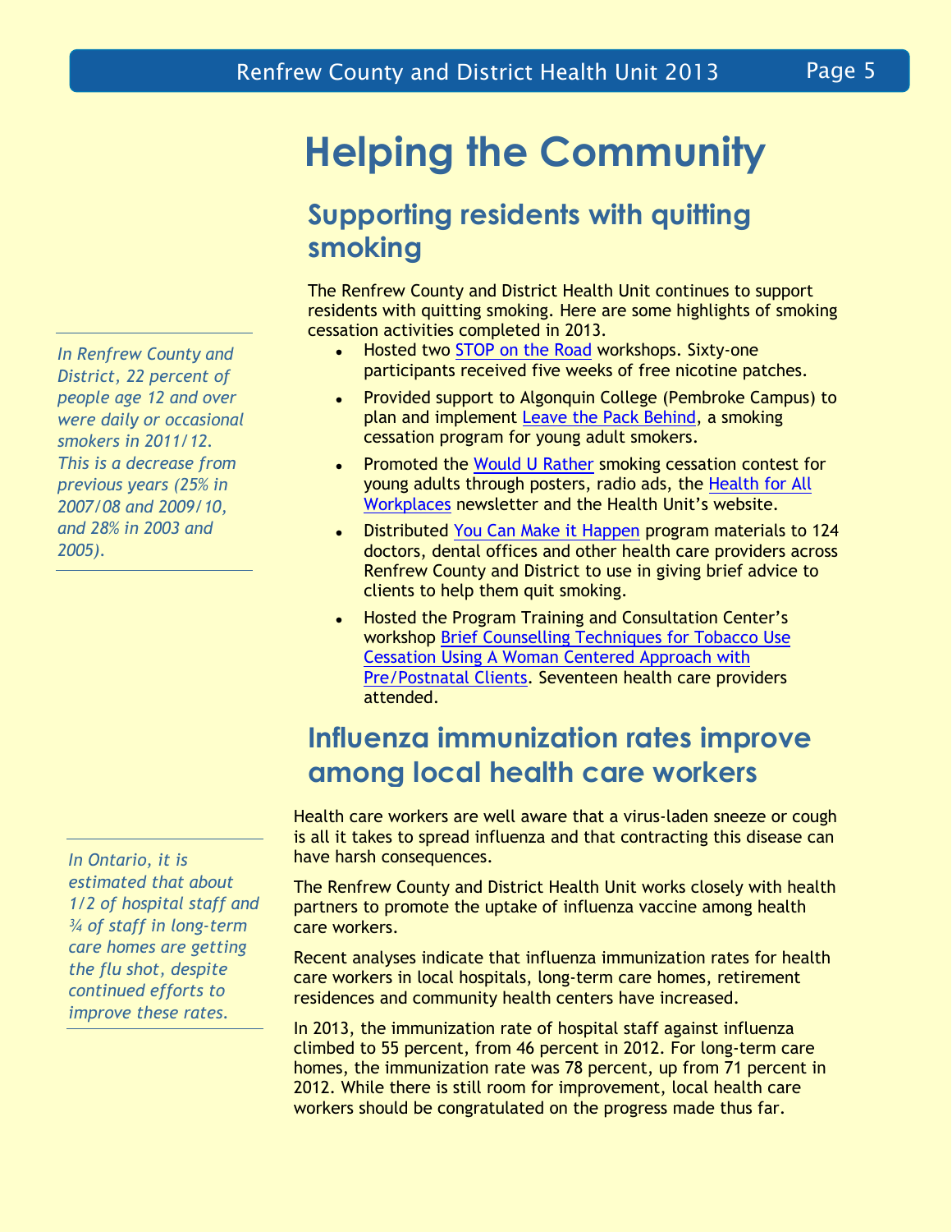# Helping the Community

*In Renfrew County and District, 22 percent of people age 12 and over were daily or occasional smokers in 2011/12. This is a decrease from previous years (25% in 2007/08 and 2009/10, and 28% in 2003 and 2005).*

## Supporting residents with quitting smoking

The Renfrew County and District Health Unit continues to support residents with quitting smoking. Here are some highlights of smoking cessation activities completed in 2013.

- Hosted two STOP on the Road workshops. Sixty-one participants received five weeks of free nicotine patches.
- Provided support to Algonquin College (Pembroke Campus) to plan and implement Leave the Pack Behind, a smoking cessation program for young adult smokers.
- Promoted the Would U Rather smoking cessation contest for young adults through posters, radio ads, the Health for All Workplaces newsletter and the Health Unit's website.
- Distributed You Can Make it Happen program materials to 124 doctors, dental offices and other health care providers across Renfrew County and District to use in giving brief advice to clients to help them quit smoking.
- Hosted the Program Training and Consultation Center's workshop Brief Counselling Techniques for Tobacco Use Cessation Using A Woman Centered Approach with Pre/Postnatal Clients. Seventeen health care providers attended.

## Influenza immunization rates improve among local health care workers

*In Ontario, it is estimated that about 1/2 of hospital staff and ¾ of staff in long-term care homes are getting the flu shot, despite continued efforts to improve these rates.*

Health care workers are well aware that a virus-laden sneeze or cough is all it takes to spread influenza and that contracting this disease can have harsh consequences.

The Renfrew County and District Health Unit works closely with health partners to promote the uptake of influenza vaccine among health care workers.

Recent analyses indicate that influenza immunization rates for health care workers in local hospitals, long-term care homes, retirement residences and community health centers have increased.

In 2013, the immunization rate of hospital staff against influenza climbed to 55 percent, from 46 percent in 2012. For long-term care homes, the immunization rate was 78 percent, up from 71 percent in 2012. While there is still room for improvement, local health care workers should be congratulated on the progress made thus far.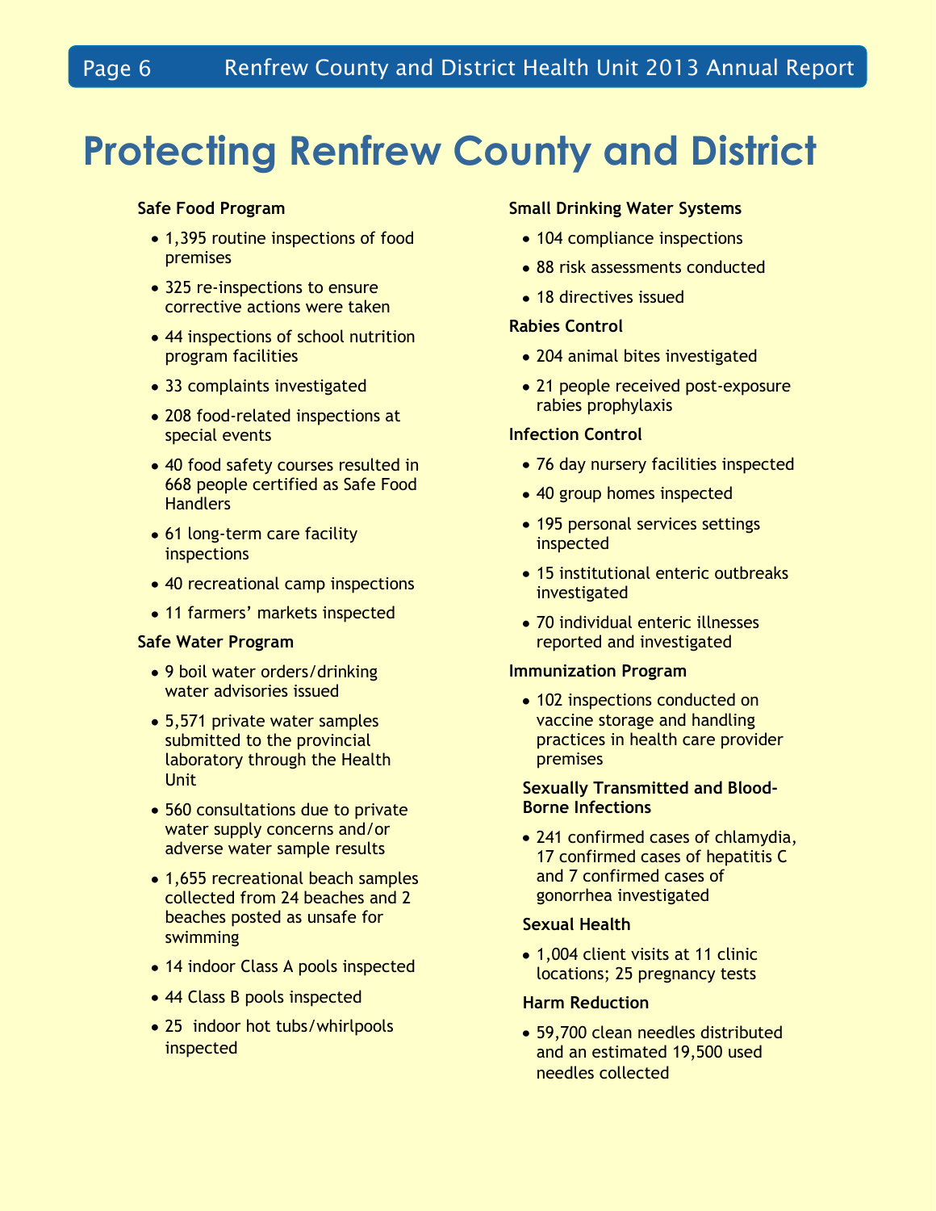# Protecting Renfrew County and District

**Safe Food Program**

- 1,395 routine inspections of food premises
- 325 re-inspections to ensure corrective actions were taken
- 44 inspections of school nutrition program facilities
- 33 complaints investigated
- 208 food-related inspections at special events
- 40 food safety courses resulted in 668 people certified as Safe Food Handlers
- 61 long-term care facility inspections
- 40 recreational camp inspections
- 11 farmers' markets inspected

**Safe Water Program**

- 9 boil water orders/drinking water advisories issued
- 5,571 private water samples submitted to the provincial laboratory through the Health Unit
- 560 consultations due to private water supply concerns and/or adverse water sample results
- 1,655 recreational beach samples collected from 24 beaches and 2 beaches posted as unsafe for swimming
- 14 indoor Class A pools inspected
- 44 Class B pools inspected
- 25 indoor hot tubs/whirlpools inspected

**Small Drinking Water Systems**

- 104 compliance inspections
- 88 risk assessments conducted
- 18 directives issued

**Rabies Control**

- 204 animal bites investigated
- 21 people received post-exposure rabies prophylaxis

**Infection Control**

- 76 day nursery facilities inspected
- 40 group homes inspected
- 195 personal services settings inspected
- 15 institutional enteric outbreaks investigated
- 70 individual enteric illnesses reported and investigated

**Immunization Program**

- 102 inspections conducted on vaccine storage and handling practices in health care provider premises

**Sexually Transmitted and Blood-Borne Infections**

- 241 confirmed cases of chlamydia, 17 confirmed cases of hepatitis C and 7 confirmed cases of gonorrhea investigated

**Sexual Health**

- 1,004 client visits at 11 clinic locations; 25 pregnancy tests

**Harm Reduction**

- 59,700 clean needles distributed and an estimated 19,500 used needles collected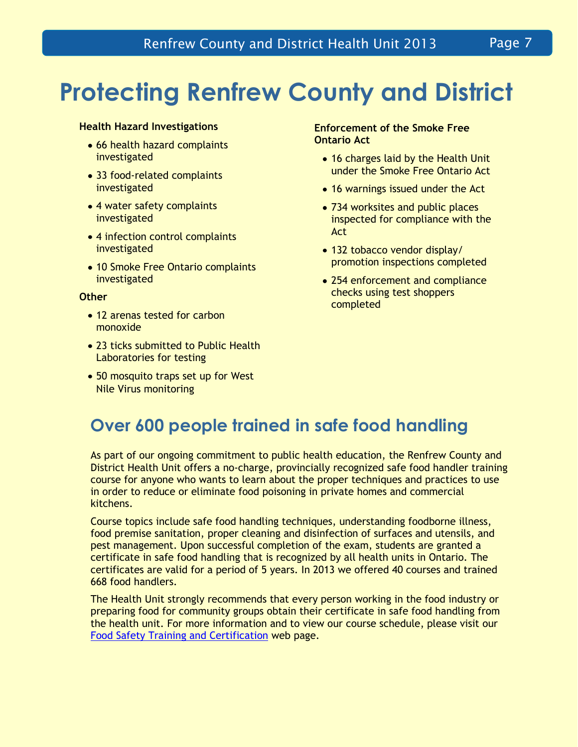# Protecting Renfrew County and District

**Health Hazard Investigations**

- 66 health hazard complaints investigated
- 33 food-related complaints investigated
- 4 water safety complaints investigated
- 4 infection control complaints investigated
- 10 Smoke Free Ontario complaints investigated

**Other**

- 12 arenas tested for carbon monoxide
- 23 ticks submitted to Public Health Laboratories for testing
- 50 mosquito traps set up for West Nile Virus monitoring

**Enforcement of the Smoke Free Ontario Act**

- 16 charges laid by the Health Unit under the Smoke Free Ontario Act
- 16 warnings issued under the Act
- 734 worksites and public places inspected for compliance with the Act
- 132 tobacco vendor display/ promotion inspections completed
- 254 enforcement and compliance checks using test shoppers completed

## Over 600 people trained in safe food handling

As part of our ongoing commitment to public health education, the Renfrew County and District Health Unit offers a no-charge, provincially recognized safe food handler training course for anyone who wants to learn about the proper techniques and practices to use in order to reduce or eliminate food poisoning in private homes and commercial kitchens.

Course topics include safe food handling techniques, understanding foodborne illness, food premise sanitation, proper cleaning and disinfection of surfaces and utensils, and pest management. Upon successful completion of the exam, students are granted a certificate in safe food handling that is recognized by all health units in Ontario. The certificates are valid for a period of 5 years. In 2013 we offered 40 courses and trained 668 food handlers.

The Health Unit strongly recommends that every person working in the food industry or preparing food for community groups obtain their certificate in safe food handling from the health unit. For more information and to view our course schedule, please visit our Food Safety Training and Certification web page.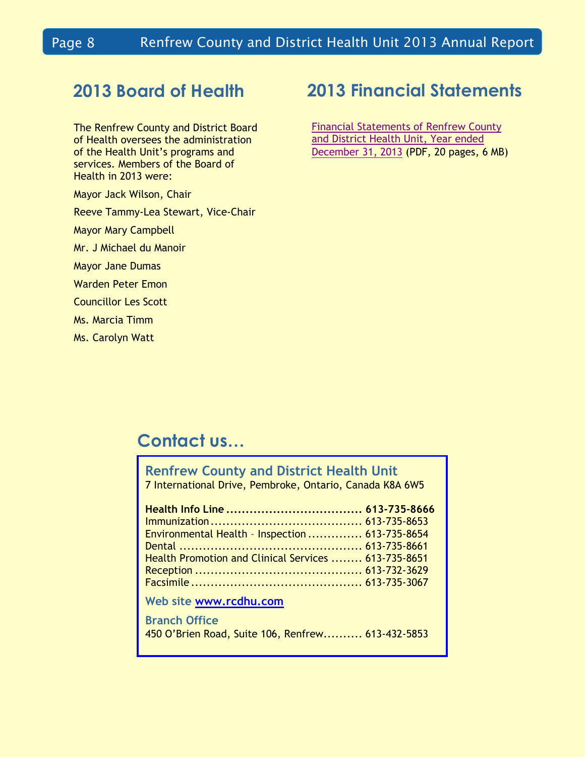## 2013 Board of Health

The Renfrew County and District Board of Health oversees the administration of the Health Unit's programs and services. Members of the Board of Health in 2013 were:

Mayor Jack Wilson, Chair

Reeve Tammy-Lea Stewart, Vice-Chair

Mayor Mary Campbell

Mr. J Michael du Manoir

Mayor Jane Dumas

Warden Peter Emon

Councillor Les Scott

Ms. Marcia Timm

Ms. Carolyn Watt

## 2013 Financial Statements

Financial Statements of Renfrew County and District Health Unit, Year ended December 31, 2013 (PDF, 20 pages, 6 MB)

## Contact us…

### Renfrew County and District Health Unit

7 International Drive, Pembroke, Ontario, Canada K8A 6W5

**Health Info Line .................................. 613-735-8666**
Immunization ...................................... 613-735-8653
Environmental Health – Inspection .............. 613-735-8654
Dental .............................................. 613-735-8661
Health Promotion and Clinical Services ........ 613-735-8651
Reception .......................................... 613-732-3629
Facsimile ........................................... 613-735-3067

**Web site** www.rcdhu.com

**Branch Office**
450 O'Brien Road, Suite 106, Renfrew.......... 613-432-5853